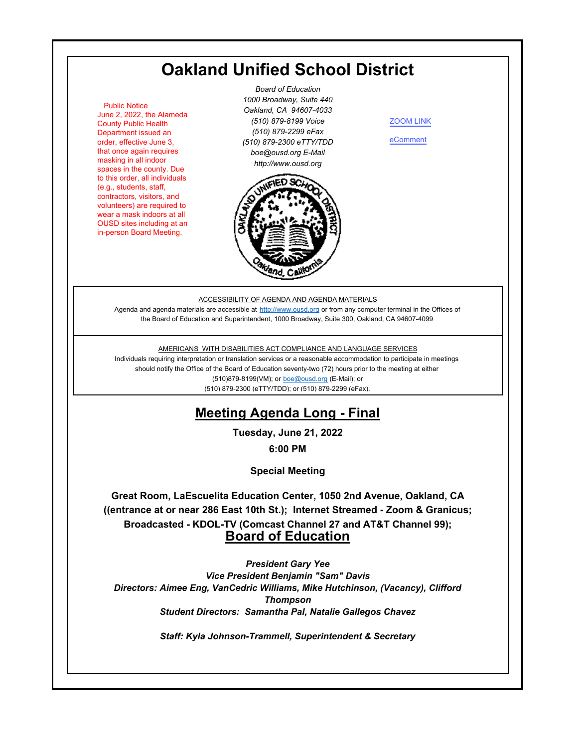# Oakland Unified School District

Public Notice
June 2, 2022, the Alameda County Public Health Department issued an order, effective June 3, that once again requires masking in all indoor spaces in the county. Due to this order, all individuals (e.g., students, staff, contractors, visitors, and volunteers) are required to wear a mask indoors at all OUSD sites including at an in-person Board Meeting.

*Board of Education*
*1000 Broadway, Suite 440*
*Oakland, CA 94607-4033*
*(510) 879-8199 Voice*
*(510) 879-2299 eFax*
*(510) 879-2300 eTTY/TDD*
*boe@ousd.org E-Mail*
*http://www.ousd.org*

ZOOM LINK

eComment

ACCESSIBILITY OF AGENDA AND AGENDA MATERIALS

Agenda and agenda materials are accessible at http://www.ousd.org or from any computer terminal in the Offices of the Board of Education and Superintendent, 1000 Broadway, Suite 300, Oakland, CA 94607-4099

AMERICANS WITH DISABILITIES ACT COMPLIANCE AND LANGUAGE SERVICES

Individuals requiring interpretation or translation services or a reasonable accommodation to participate in meetings should notify the Office of the Board of Education seventy-two (72) hours prior to the meeting at either (510)879-8199(VM); or boe@ousd.org (E-Mail); or (510) 879-2300 (eTTY/TDD); or (510) 879-2299 (eFax).

## Meeting Agenda Long - Final

**Tuesday, June 21, 2022**

**6:00 PM**

**Special Meeting**

**Great Room, LaEscuelita Education Center, 1050 2nd Avenue, Oakland, CA ((entrance at or near 286 East 10th St.); Internet Streamed - Zoom & Granicus; Broadcasted - KDOL-TV (Comcast Channel 27 and AT&T Channel 99);**

## Board of Education

***President Gary Yee***
***Vice President Benjamin "Sam" Davis***
***Directors: Aimee Eng, VanCedric Williams, Mike Hutchinson, (Vacancy), Clifford Thompson***
***Student Directors: Samantha Pal, Natalie Gallegos Chavez***

***Staff: Kyla Johnson-Trammell, Superintendent & Secretary***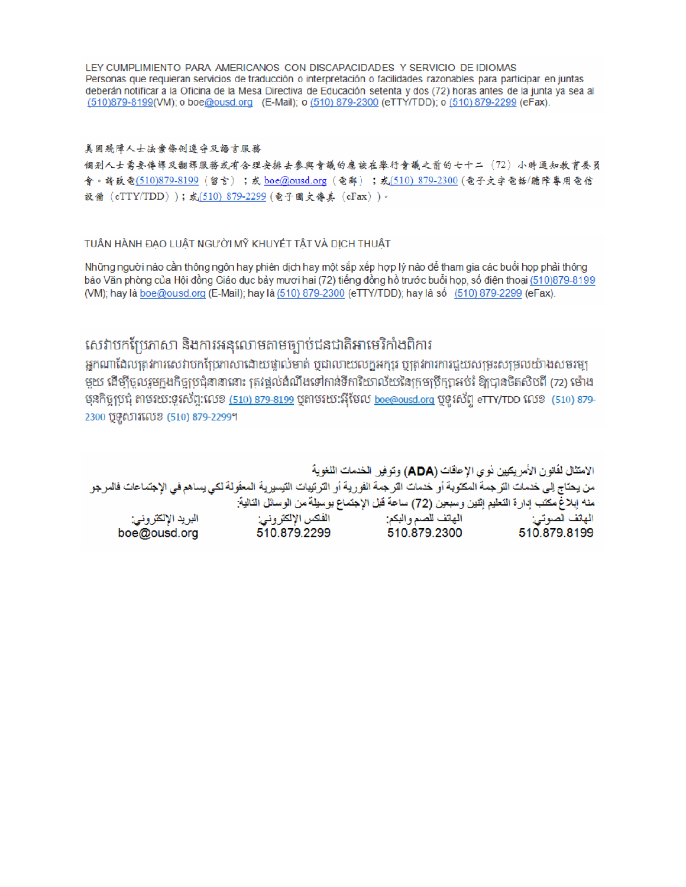LEY CUMPLIMIENTO PARA AMERICANOS CON DISCAPACIDADES Y SERVICIO DE IDIOMAS
Personas que requieran servicios de traducción o interpretación o facilidades razonables para participar en juntas deberán notificar a la Oficina de la Mesa Directiva de Educación setenta y dos (72) horas antes de la junta ya sea al (510)879-8199(VM); o boe@ousd.org (E-Mail); o (510) 879-2300 (eTTY/TDD); o (510) 879-2299 (eFax).

美国残障人士法案條例遵守及語言服務
個別人士需要傳譯及翻譯服務或有合理安排去參與會議的應該在舉行會議之前的七十二（72）小時通知教育委員會。請致電(510)879-8199（留言）；或 boe@ousd.org（電郵）；或(510) 879-2300（電子文字電話/聽障專用電信設備（eTTY/TDD））；或(510) 879-2299（電子圖文傳真（eFax））。

TUÂN HÀNH ĐẠO LUẬT NGƯỜI MỸ KHUYẾT TẬT VÀ DỊCH THUẬT

Những người nào cần thông ngôn hay phiên dịch hay một sắp xếp hợp lý nào để tham gia các buổi họp phải thông báo Văn phòng của Hội đồng Giáo dục bảy mươi hai (72) tiếng đồng hồ trước buổi họp, số điện thoại (510)879-8199 (VM); hay là boe@ousd.org (E-Mail); hay là (510) 879-2300 (eTTY/TDD); hay là số (510) 879-2299 (eFax).

សេវាបកប្រែភាសា និងការអនុលោមតាមច្បាប់ជនជាតិអាមេរិកាំងពិការ
អ្នកណាដែលត្រូវការសេវាបកប្រែភាសាដោយផ្ទាល់មាត់ ឬជាលាយលក្ខអក្សរ ឬត្រូវការការជួយសម្រះសម្រួលយ៉ាងសមរម្យមួយ ដើម្បីចូលរួមក្នុងកិច្ចប្រជុំនានានោះ ត្រូវផ្តល់ដំណឹងទៅកាន់ទីការិយាល័យនៃក្រុមប្រឹក្សាអប់រំ ឱ្យបានចិតសិបពីរ (72) ម៉ោង មុនកិច្ចប្រជុំ តាមរយៈទូរស័ព្ទ:លេខ (510) 879-8199 ឬតាមរយៈអ៊ីមែល boe@ousd.org ឬទូរស័ព្ទ eTTY/TDD លេខ (510) 879-2300 ឬទូសារលេខ (510) 879-2299។

الامتثال لقانون الأمريكيين ذوي الإعاقات (ADA) وتوفير الخدمات اللغوية
من يحتاج إلى خدمات الترجمة المكتوبة أو خدمات الترجمة الفورية أو الترتيبات التيسيرية المعقولة لكي يساهم في الإجتماعات فالمرجو منه إبلاغ مكتب إدارة التعليم إثنين وسبعين (72) ساعة قبل الإجتماع بوسيلة من الوسائل التالية:

| الهاتف الصوتي: | الهاتف للصم والبكم: | الفكس الإلكتروني: | البريد الإلكتروني: |
| --- | --- | --- | --- |
| 510.879.8199 | 510.879.2300 | 510.879.2299 | boe@ousd.org |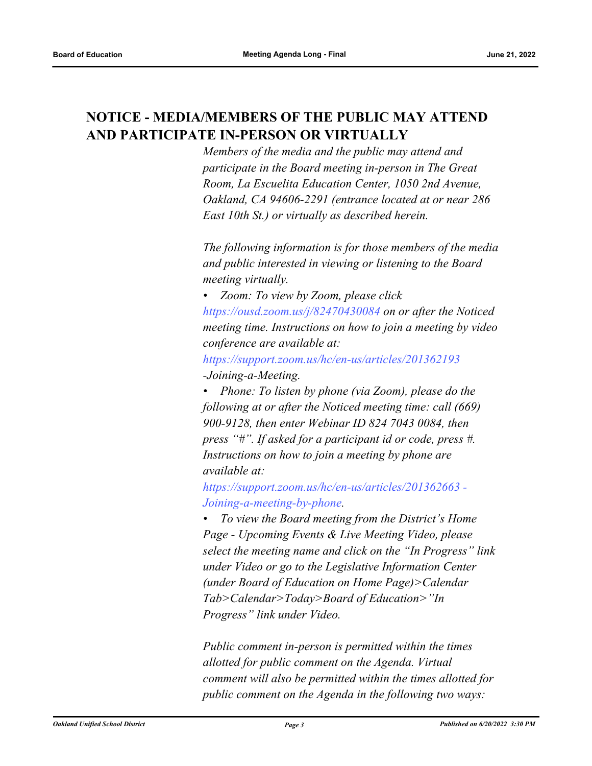## NOTICE - MEDIA/MEMBERS OF THE PUBLIC MAY ATTEND AND PARTICIPATE IN-PERSON OR VIRTUALLY

*Members of the media and the public may attend and participate in the Board meeting in-person in The Great Room, La Escuelita Education Center, 1050 2nd Avenue, Oakland, CA 94606-2291 (entrance located at or near 286 East 10th St.) or virtually as described herein.*

*The following information is for those members of the media and public interested in viewing or listening to the Board meeting virtually.*

- *Zoom: To view by Zoom, please click https://ousd.zoom.us/j/82470430084 on or after the Noticed meeting time. Instructions on how to join a meeting by video conference are available at: https://support.zoom.us/hc/en-us/articles/201362193 -Joining-a-Meeting.*
- *Phone: To listen by phone (via Zoom), please do the following at or after the Noticed meeting time: call (669) 900-9128, then enter Webinar ID 824 7043 0084, then press "#". If asked for a participant id or code, press #. Instructions on how to join a meeting by phone are available at: https://support.zoom.us/hc/en-us/articles/201362663 - Joining-a-meeting-by-phone.*
- *To view the Board meeting from the District's Home Page - Upcoming Events & Live Meeting Video, please select the meeting name and click on the "In Progress" link under Video or go to the Legislative Information Center (under Board of Education on Home Page)>Calendar Tab>Calendar>Today>Board of Education>"In Progress" link under Video.*

*Public comment in-person is permitted within the times allotted for public comment on the Agenda. Virtual comment will also be permitted within the times allotted for public comment on the Agenda in the following two ways:*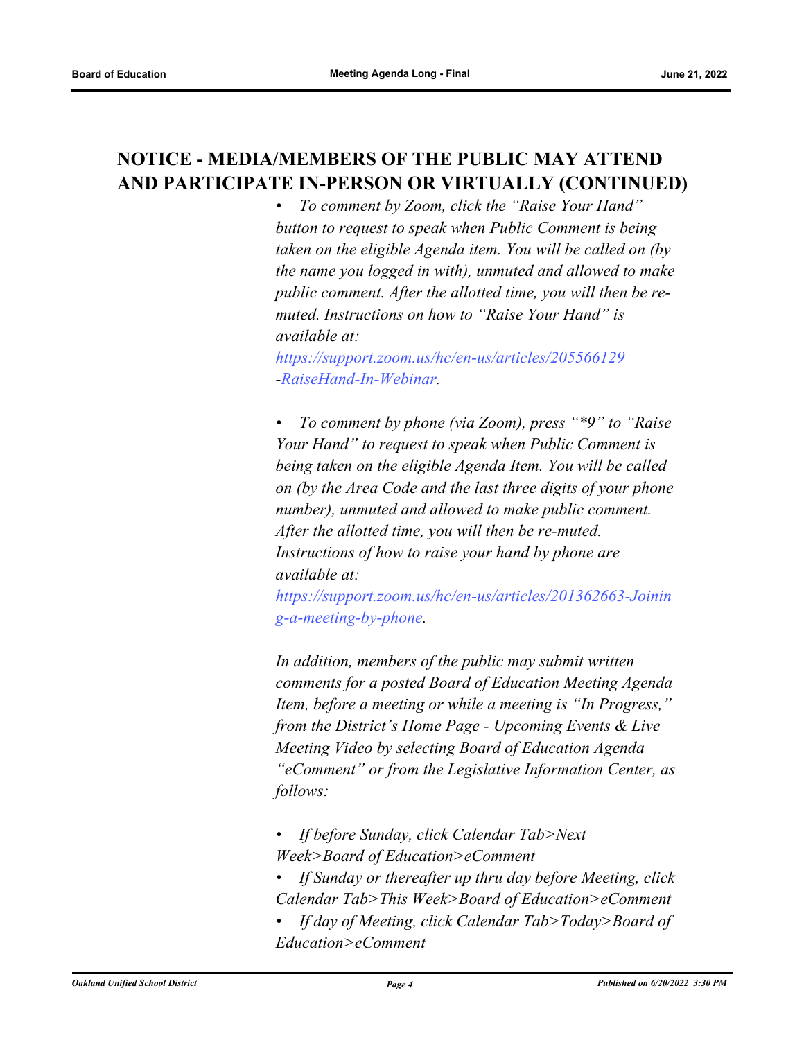## NOTICE - MEDIA/MEMBERS OF THE PUBLIC MAY ATTEND AND PARTICIPATE IN-PERSON OR VIRTUALLY (CONTINUED)

- *To comment by Zoom, click the "Raise Your Hand" button to request to speak when Public Comment is being taken on the eligible Agenda item. You will be called on (by the name you logged in with), unmuted and allowed to make public comment. After the allotted time, you will then be re-muted. Instructions on how to "Raise Your Hand" is available at: [https://support.zoom.us/hc/en-us/articles/205566129-RaiseHand-In-Webinar](https://support.zoom.us/hc/en-us/articles/205566129-RaiseHand-In-Webinar).*

- *To comment by phone (via Zoom), press "*9" to "Raise Your Hand" to request to speak when Public Comment is being taken on the eligible Agenda Item. You will be called on (by the Area Code and the last three digits of your phone number), unmuted and allowed to make public comment. After the allotted time, you will then be re-muted. Instructions of how to raise your hand by phone are available at: [https://support.zoom.us/hc/en-us/articles/201362663-Joining-a-meeting-by-phone](https://support.zoom.us/hc/en-us/articles/201362663-Joining-a-meeting-by-phone).*

*In addition, members of the public may submit written comments for a posted Board of Education Meeting Agenda Item, before a meeting or while a meeting is "In Progress," from the District's Home Page - Upcoming Events & Live Meeting Video by selecting Board of Education Agenda "eComment" or from the Legislative Information Center, as follows:*

- *If before Sunday, click Calendar Tab>Next Week>Board of Education>eComment*
- *If Sunday or thereafter up thru day before Meeting, click Calendar Tab>This Week>Board of Education>eComment*
- *If day of Meeting, click Calendar Tab>Today>Board of Education>eComment*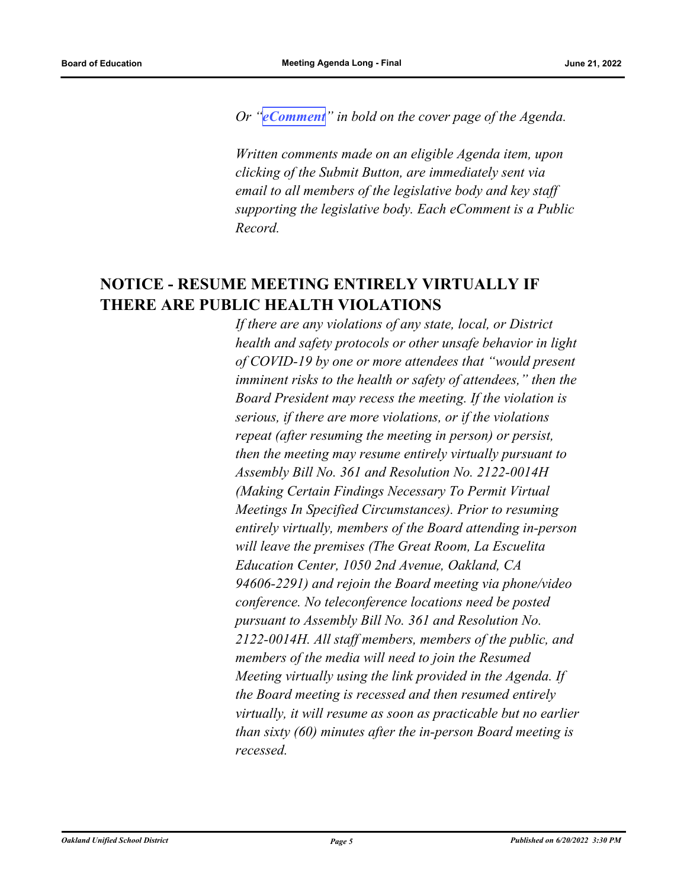*Or "**eComment**" in bold on the cover page of the Agenda.*

*Written comments made on an eligible Agenda item, upon clicking of the Submit Button, are immediately sent via email to all members of the legislative body and key staff supporting the legislative body. Each eComment is a Public Record.*

## NOTICE - RESUME MEETING ENTIRELY VIRTUALLY IF THERE ARE PUBLIC HEALTH VIOLATIONS

*If there are any violations of any state, local, or District health and safety protocols or other unsafe behavior in light of COVID-19 by one or more attendees that "would present imminent risks to the health or safety of attendees," then the Board President may recess the meeting. If the violation is serious, if there are more violations, or if the violations repeat (after resuming the meeting in person) or persist, then the meeting may resume entirely virtually pursuant to Assembly Bill No. 361 and Resolution No. 2122-0014H (Making Certain Findings Necessary To Permit Virtual Meetings In Specified Circumstances). Prior to resuming entirely virtually, members of the Board attending in-person will leave the premises (The Great Room, La Escuelita Education Center, 1050 2nd Avenue, Oakland, CA 94606-2291) and rejoin the Board meeting via phone/video conference. No teleconference locations need be posted pursuant to Assembly Bill No. 361 and Resolution No. 2122-0014H. All staff members, members of the public, and members of the media will need to join the Resumed Meeting virtually using the link provided in the Agenda. If the Board meeting is recessed and then resumed entirely virtually, it will resume as soon as practicable but no earlier than sixty (60) minutes after the in-person Board meeting is recessed.*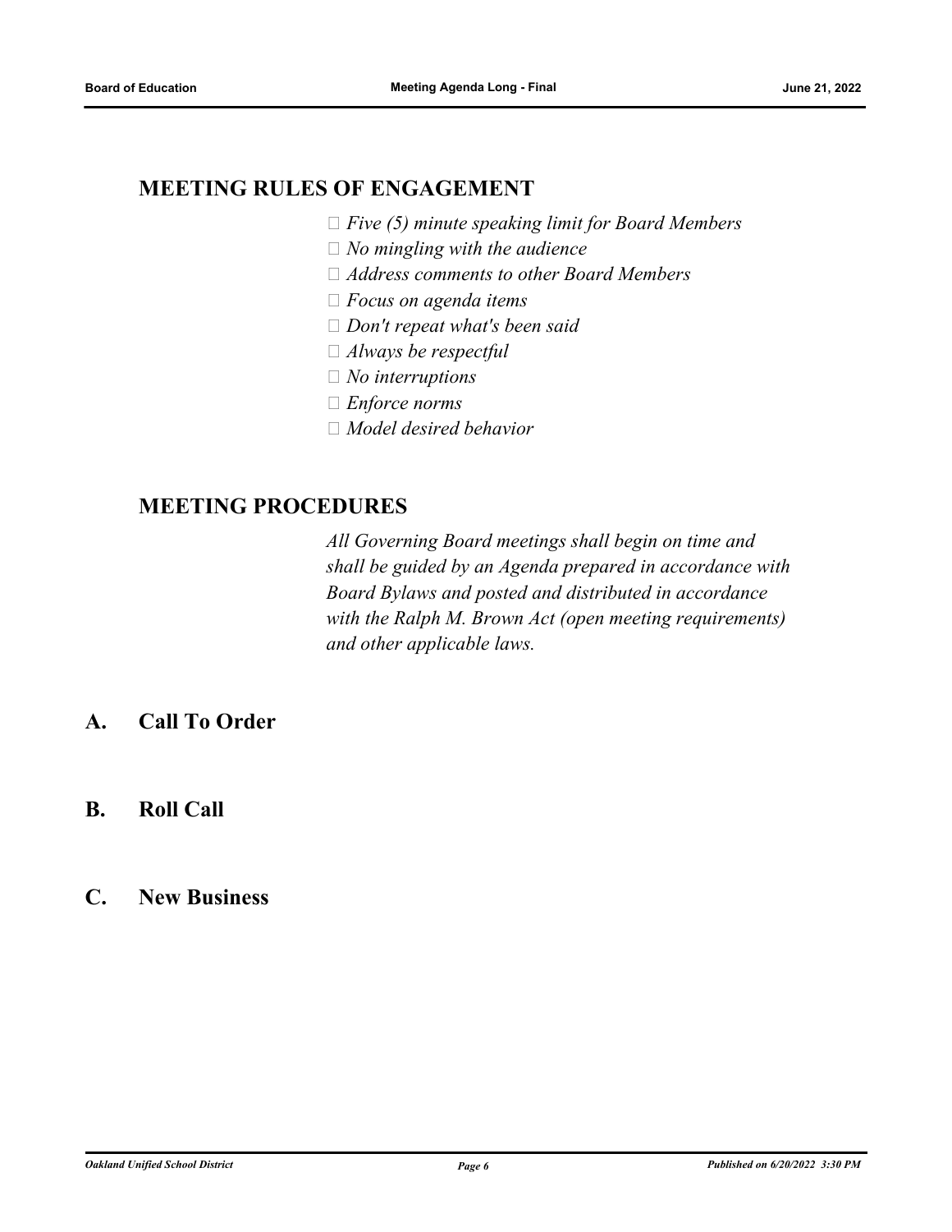## MEETING RULES OF ENGAGEMENT

- *Five (5) minute speaking limit for Board Members*
- *No mingling with the audience*
- *Address comments to other Board Members*
- *Focus on agenda items*
- *Don't repeat what's been said*
- *Always be respectful*
- *No interruptions*
- *Enforce norms*
- *Model desired behavior*

## MEETING PROCEDURES

*All Governing Board meetings shall begin on time and shall be guided by an Agenda prepared in accordance with Board Bylaws and posted and distributed in accordance with the Ralph M. Brown Act (open meeting requirements) and other applicable laws.*

## A. Call To Order

## B. Roll Call

## C. New Business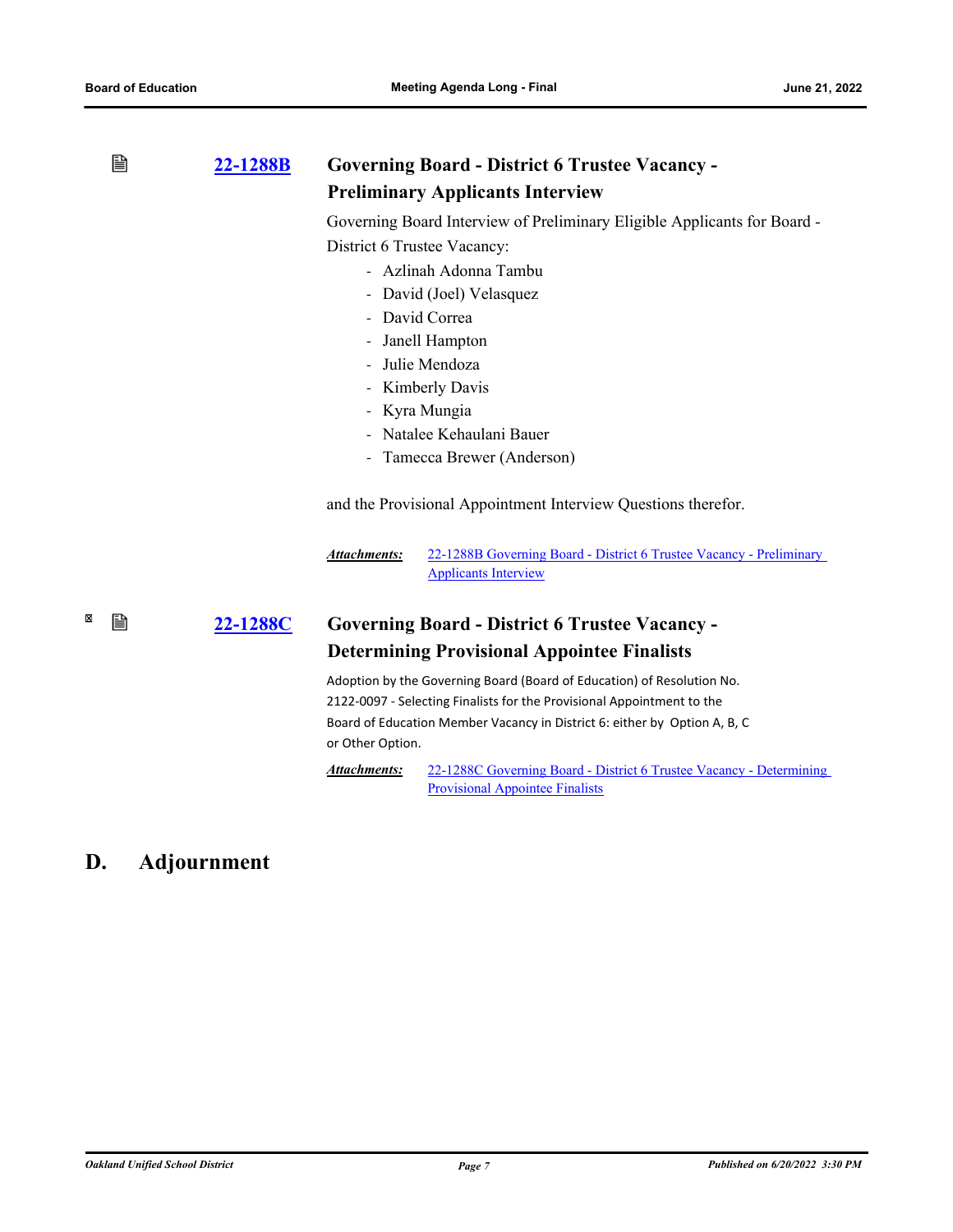**22-1288B** **Governing Board - District 6 Trustee Vacancy - Preliminary Applicants Interview**

Governing Board Interview of Preliminary Eligible Applicants for Board - District 6 Trustee Vacancy:

- Azlinah Adonna Tambu
- David (Joel) Velasquez
- David Correa
- Janell Hampton
- Julie Mendoza
- Kimberly Davis
- Kyra Mungia
- Natalee Kehaulani Bauer
- Tamecca Brewer (Anderson)

and the Provisional Appointment Interview Questions therefor.

***Attachments:*** 22-1288B Governing Board - District 6 Trustee Vacancy - Preliminary Applicants Interview

**22-1288C** **Governing Board - District 6 Trustee Vacancy - Determining Provisional Appointee Finalists**

Adoption by the Governing Board (Board of Education) of Resolution No. 2122-0097 - Selecting Finalists for the Provisional Appointment to the Board of Education Member Vacancy in District 6: either by Option A, B, C or Other Option.

***Attachments:*** 22-1288C Governing Board - District 6 Trustee Vacancy - Determining Provisional Appointee Finalists

# D. Adjournment